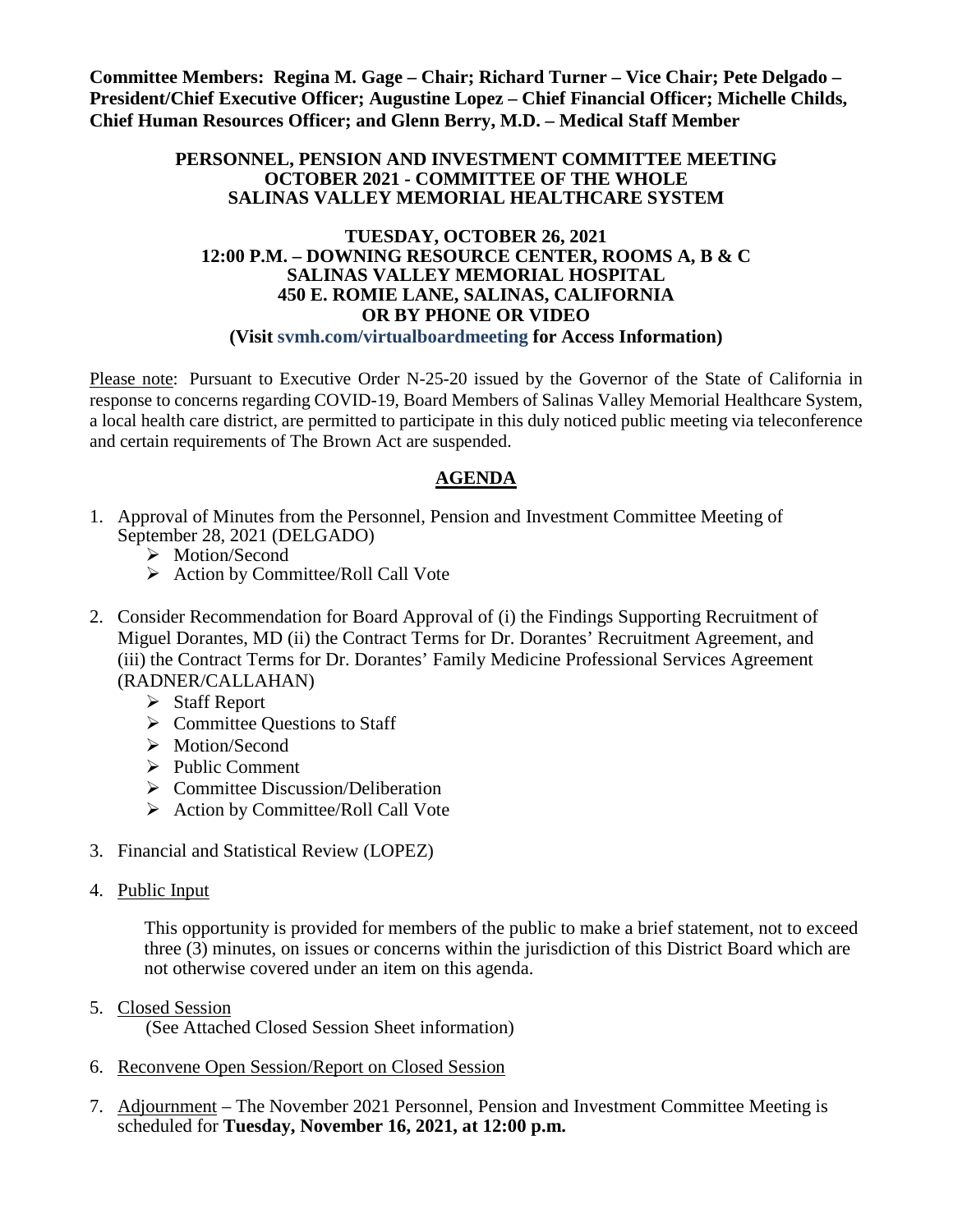**Committee Members: Regina M. Gage – Chair; Richard Turner – Vice Chair; Pete Delgado – President/Chief Executive Officer; Augustine Lopez – Chief Financial Officer; Michelle Childs, Chief Human Resources Officer; and Glenn Berry, M.D. – Medical Staff Member**

**PERSONNEL, PENSION AND INVESTMENT COMMITTEE MEETING**
**OCTOBER 2021 - COMMITTEE OF THE WHOLE**
**SALINAS VALLEY MEMORIAL HEALTHCARE SYSTEM**

**TUESDAY, OCTOBER 26, 2021**
**12:00 P.M. – DOWNING RESOURCE CENTER, ROOMS A, B & C**
**SALINAS VALLEY MEMORIAL HOSPITAL**
**450 E. ROMIE LANE, SALINAS, CALIFORNIA**
**OR BY PHONE OR VIDEO**
**(Visit svmh.com/virtualboardmeeting for Access Information)**

Please note: Pursuant to Executive Order N-25-20 issued by the Governor of the State of California in response to concerns regarding COVID-19, Board Members of Salinas Valley Memorial Healthcare System, a local health care district, are permitted to participate in this duly noticed public meeting via teleconference and certain requirements of The Brown Act are suspended.

## AGENDA

1. Approval of Minutes from the Personnel, Pension and Investment Committee Meeting of September 28, 2021 (DELGADO)
   - Motion/Second
   - Action by Committee/Roll Call Vote

2. Consider Recommendation for Board Approval of (i) the Findings Supporting Recruitment of Miguel Dorantes, MD (ii) the Contract Terms for Dr. Dorantes' Recruitment Agreement, and (iii) the Contract Terms for Dr. Dorantes' Family Medicine Professional Services Agreement (RADNER/CALLAHAN)
   - Staff Report
   - Committee Questions to Staff
   - Motion/Second
   - Public Comment
   - Committee Discussion/Deliberation
   - Action by Committee/Roll Call Vote

3. Financial and Statistical Review (LOPEZ)

4. Public Input

   This opportunity is provided for members of the public to make a brief statement, not to exceed three (3) minutes, on issues or concerns within the jurisdiction of this District Board which are not otherwise covered under an item on this agenda.

5. Closed Session
   (See Attached Closed Session Sheet information)

6. Reconvene Open Session/Report on Closed Session

7. Adjournment – The November 2021 Personnel, Pension and Investment Committee Meeting is scheduled for **Tuesday, November 16, 2021, at 12:00 p.m.**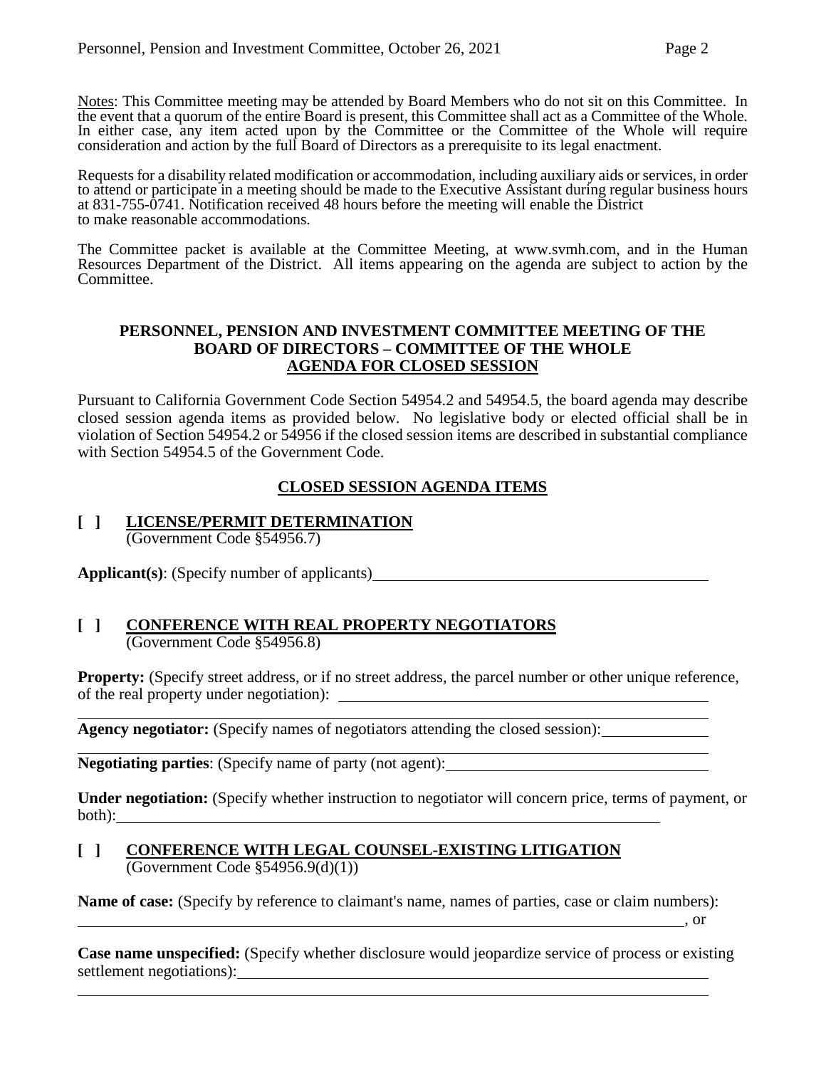Notes: This Committee meeting may be attended by Board Members who do not sit on this Committee. In the event that a quorum of the entire Board is present, this Committee shall act as a Committee of the Whole. In either case, any item acted upon by the Committee or the Committee of the Whole will require consideration and action by the full Board of Directors as a prerequisite to its legal enactment.

Requests for a disability related modification or accommodation, including auxiliary aids or services, in order to attend or participate in a meeting should be made to the Executive Assistant during regular business hours at 831-755-0741. Notification received 48 hours before the meeting will enable the District to make reasonable accommodations.

The Committee packet is available at the Committee Meeting, at www.svmh.com, and in the Human Resources Department of the District. All items appearing on the agenda are subject to action by the Committee.

**PERSONNEL, PENSION AND INVESTMENT COMMITTEE MEETING OF THE BOARD OF DIRECTORS – COMMITTEE OF THE WHOLE**
**AGENDA FOR CLOSED SESSION**

Pursuant to California Government Code Section 54954.2 and 54954.5, the board agenda may describe closed session agenda items as provided below. No legislative body or elected official shall be in violation of Section 54954.2 or 54956 if the closed session items are described in substantial compliance with Section 54954.5 of the Government Code.

**CLOSED SESSION AGENDA ITEMS**

**[ ] LICENSE/PERMIT DETERMINATION**
(Government Code §54956.7)

**Applicant(s)**: (Specify number of applicants)\_\_\_\_\_\_\_\_\_\_\_\_\_\_\_\_\_\_\_\_\_\_\_\_\_\_\_\_\_\_\_\_\_\_\_\_\_\_\_\_

**[ ] CONFERENCE WITH REAL PROPERTY NEGOTIATORS**
(Government Code §54956.8)

**Property:** (Specify street address, or if no street address, the parcel number or other unique reference, of the real property under negotiation): \_\_\_\_\_\_\_\_\_\_\_\_\_\_\_\_\_\_\_\_\_\_\_\_\_\_\_\_\_\_\_\_\_\_\_\_\_\_\_\_\_\_\_\_

\_\_\_\_\_\_\_\_\_\_\_\_\_\_\_\_\_\_\_\_\_\_\_\_\_\_\_\_\_\_\_\_\_\_\_\_\_\_\_\_\_\_\_\_\_\_\_\_\_\_\_\_\_\_\_\_\_\_\_\_\_\_\_\_\_\_\_\_\_\_\_\_\_\_\_\_\_\_\_\_\_\_\_\_

**Agency negotiator:** (Specify names of negotiators attending the closed session):\_\_\_\_\_\_\_\_\_\_\_\_

\_\_\_\_\_\_\_\_\_\_\_\_\_\_\_\_\_\_\_\_\_\_\_\_\_\_\_\_\_\_\_\_\_\_\_\_\_\_\_\_\_\_\_\_\_\_\_\_\_\_\_\_\_\_\_\_\_\_\_\_\_\_\_\_\_\_\_\_\_\_\_\_\_\_\_\_\_\_\_\_\_\_\_\_

**Negotiating parties**: (Specify name of party (not agent):\_\_\_\_\_\_\_\_\_\_\_\_\_\_\_\_\_\_\_\_\_\_\_\_\_\_\_\_\_\_\_\_

**Under negotiation:** (Specify whether instruction to negotiator will concern price, terms of payment, or both):\_\_\_\_\_\_\_\_\_\_\_\_\_\_\_\_\_\_\_\_\_\_\_\_\_\_\_\_\_\_\_\_\_\_\_\_\_\_\_\_\_\_\_\_\_\_\_\_\_\_\_\_\_\_\_\_\_\_\_\_\_\_\_\_\_\_\_\_\_\_\_\_

**[ ] CONFERENCE WITH LEGAL COUNSEL-EXISTING LITIGATION**
(Government Code §54956.9(d)(1))

**Name of case:** (Specify by reference to claimant's name, names of parties, case or claim numbers):

\_\_\_\_\_\_\_\_\_\_\_\_\_\_\_\_\_\_\_\_\_\_\_\_\_\_\_\_\_\_\_\_\_\_\_\_\_\_\_\_\_\_\_\_\_\_\_\_\_\_\_\_\_\_\_\_\_\_\_\_\_\_\_\_\_\_\_\_\_\_\_\_\_\_\_\_\_\_\_\_\_\_\_, or

**Case name unspecified:** (Specify whether disclosure would jeopardize service of process or existing settlement negotiations):\_\_\_\_\_\_\_\_\_\_\_\_\_\_\_\_\_\_\_\_\_\_\_\_\_\_\_\_\_\_\_\_\_\_\_\_\_\_\_\_\_\_\_\_\_\_\_\_\_\_\_\_\_\_\_\_\_\_\_\_

\_\_\_\_\_\_\_\_\_\_\_\_\_\_\_\_\_\_\_\_\_\_\_\_\_\_\_\_\_\_\_\_\_\_\_\_\_\_\_\_\_\_\_\_\_\_\_\_\_\_\_\_\_\_\_\_\_\_\_\_\_\_\_\_\_\_\_\_\_\_\_\_\_\_\_\_\_\_\_\_\_\_\_\_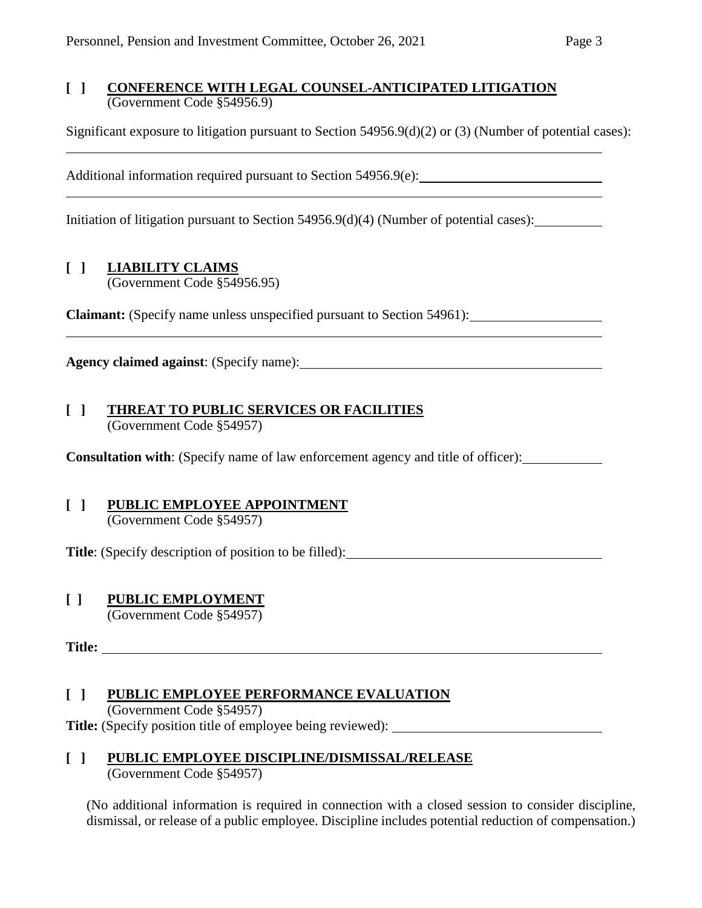**[ ] CONFERENCE WITH LEGAL COUNSEL-ANTICIPATED LITIGATION**
(Government Code §54956.9)

Significant exposure to litigation pursuant to Section 54956.9(d)(2) or (3) (Number of potential cases):

Additional information required pursuant to Section 54956.9(e):

Initiation of litigation pursuant to Section 54956.9(d)(4) (Number of potential cases):

**[ ] LIABILITY CLAIMS**
(Government Code §54956.95)

**Claimant:** (Specify name unless unspecified pursuant to Section 54961):

**Agency claimed against**: (Specify name):

**[ ] THREAT TO PUBLIC SERVICES OR FACILITIES**
(Government Code §54957)

**Consultation with**: (Specify name of law enforcement agency and title of officer):

**[ ] PUBLIC EMPLOYEE APPOINTMENT**
(Government Code §54957)

**Title**: (Specify description of position to be filled):

**[ ] PUBLIC EMPLOYMENT**
(Government Code §54957)

**Title:**

**[ ] PUBLIC EMPLOYEE PERFORMANCE EVALUATION**
(Government Code §54957)
**Title:** (Specify position title of employee being reviewed):

**[ ] PUBLIC EMPLOYEE DISCIPLINE/DISMISSAL/RELEASE**
(Government Code §54957)

(No additional information is required in connection with a closed session to consider discipline, dismissal, or release of a public employee. Discipline includes potential reduction of compensation.)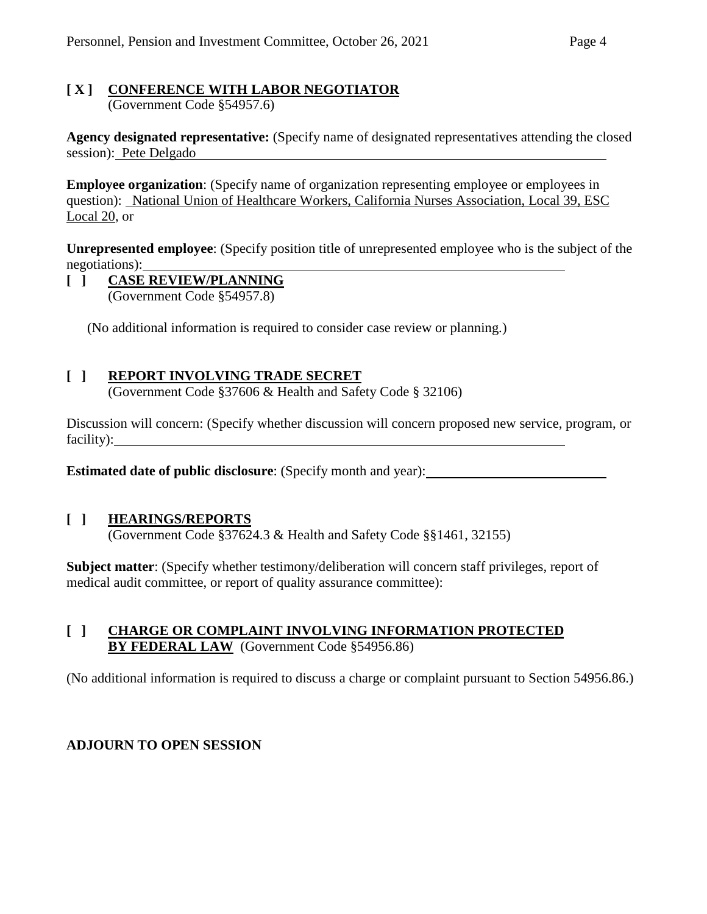**[ X ] CONFERENCE WITH LABOR NEGOTIATOR**
(Government Code §54957.6)

**Agency designated representative:** (Specify name of designated representatives attending the closed session): Pete Delgado

**Employee organization**: (Specify name of organization representing employee or employees in question): National Union of Healthcare Workers, California Nurses Association, Local 39, ESC Local 20, or

**Unrepresented employee**: (Specify position title of unrepresented employee who is the subject of the negotiations):

**[ ] CASE REVIEW/PLANNING**
(Government Code §54957.8)

(No additional information is required to consider case review or planning.)

**[ ] REPORT INVOLVING TRADE SECRET**
(Government Code §37606 & Health and Safety Code § 32106)

Discussion will concern: (Specify whether discussion will concern proposed new service, program, or facility):

**Estimated date of public disclosure**: (Specify month and year):

**[ ] HEARINGS/REPORTS**
(Government Code §37624.3 & Health and Safety Code §§1461, 32155)

**Subject matter**: (Specify whether testimony/deliberation will concern staff privileges, report of medical audit committee, or report of quality assurance committee):

**[ ] CHARGE OR COMPLAINT INVOLVING INFORMATION PROTECTED BY FEDERAL LAW** (Government Code §54956.86)

(No additional information is required to discuss a charge or complaint pursuant to Section 54956.86.)

**ADJOURN TO OPEN SESSION**